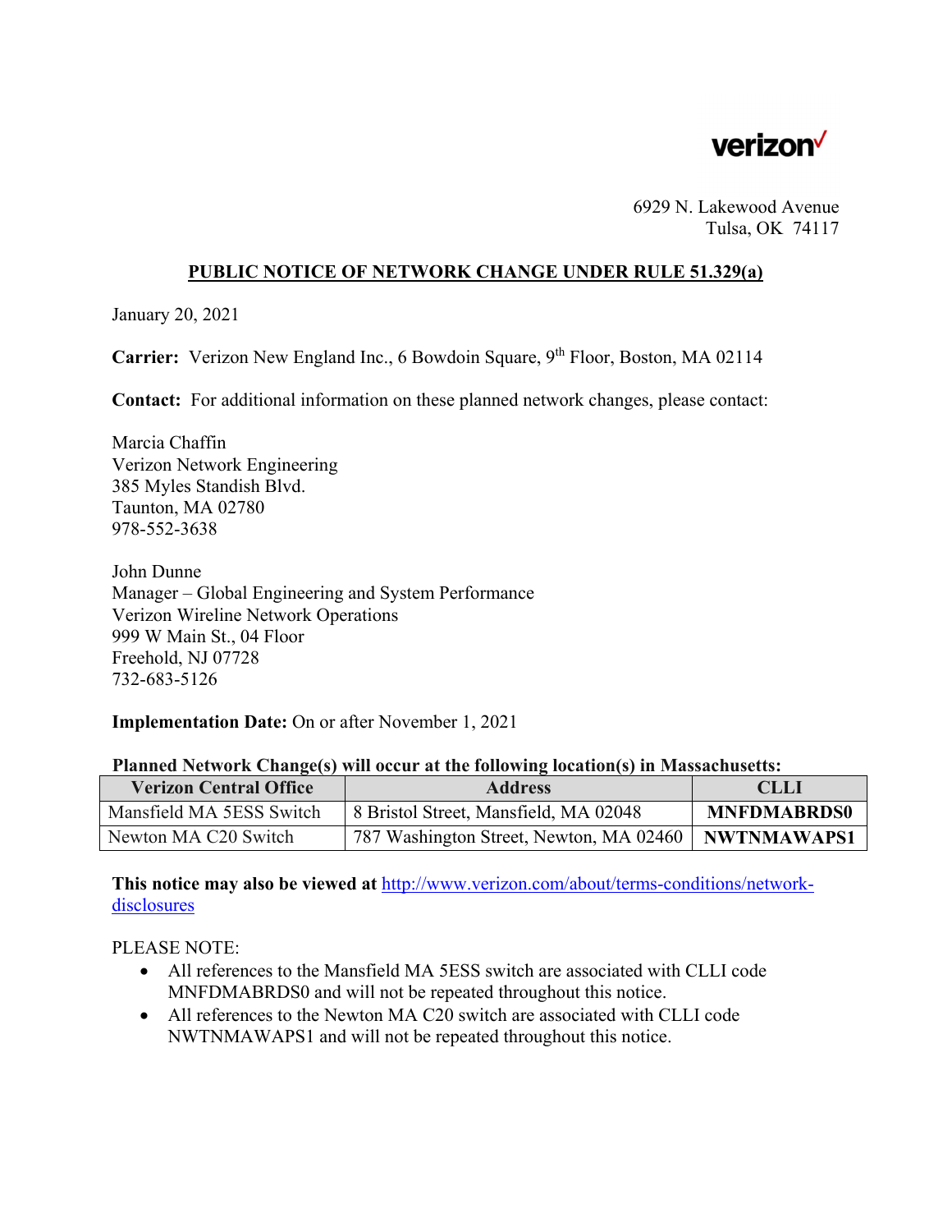verizon

6929 N. Lakewood Avenue
Tulsa, OK 74117

## PUBLIC NOTICE OF NETWORK CHANGE UNDER RULE 51.329(a)

January 20, 2021

**Carrier:** Verizon New England Inc., 6 Bowdoin Square, 9th Floor, Boston, MA 02114

**Contact:** For additional information on these planned network changes, please contact:

Marcia Chaffin
Verizon Network Engineering
385 Myles Standish Blvd.
Taunton, MA 02780
978-552-3638

John Dunne
Manager – Global Engineering and System Performance
Verizon Wireline Network Operations
999 W Main St., 04 Floor
Freehold, NJ 07728
732-683-5126

**Implementation Date:** On or after November 1, 2021

**Planned Network Change(s) will occur at the following location(s) in Massachusetts:**

| Verizon Central Office | Address | CLLI |
|---|---|---|
| Mansfield MA 5ESS Switch | 8 Bristol Street, Mansfield, MA 02048 | **MNFDMABRDS0** |
| Newton MA C20 Switch | 787 Washington Street, Newton, MA 02460 | **NWTNMAWAPS1** |

**This notice may also be viewed at** [http://www.verizon.com/about/terms-conditions/network-disclosures](http://www.verizon.com/about/terms-conditions/network-disclosures)

PLEASE NOTE:

- All references to the Mansfield MA 5ESS switch are associated with CLLI code MNFDMABRDS0 and will not be repeated throughout this notice.
- All references to the Newton MA C20 switch are associated with CLLI code NWTNMAWAPS1 and will not be repeated throughout this notice.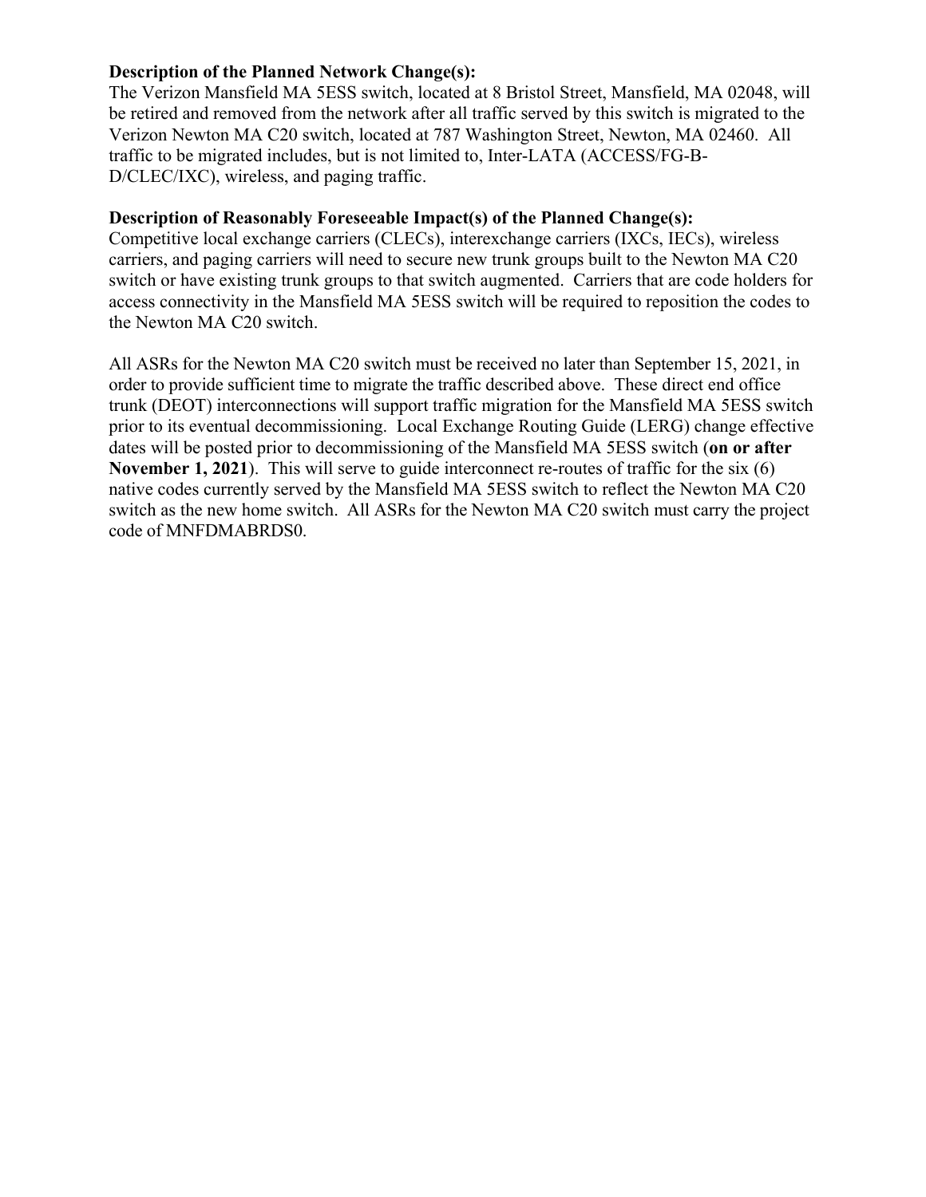**Description of the Planned Network Change(s):**
The Verizon Mansfield MA 5ESS switch, located at 8 Bristol Street, Mansfield, MA 02048, will be retired and removed from the network after all traffic served by this switch is migrated to the Verizon Newton MA C20 switch, located at 787 Washington Street, Newton, MA 02460. All traffic to be migrated includes, but is not limited to, Inter-LATA (ACCESS/FG-B-D/CLEC/IXC), wireless, and paging traffic.

**Description of Reasonably Foreseeable Impact(s) of the Planned Change(s):**
Competitive local exchange carriers (CLECs), interexchange carriers (IXCs, IECs), wireless carriers, and paging carriers will need to secure new trunk groups built to the Newton MA C20 switch or have existing trunk groups to that switch augmented. Carriers that are code holders for access connectivity in the Mansfield MA 5ESS switch will be required to reposition the codes to the Newton MA C20 switch.

All ASRs for the Newton MA C20 switch must be received no later than September 15, 2021, in order to provide sufficient time to migrate the traffic described above. These direct end office trunk (DEOT) interconnections will support traffic migration for the Mansfield MA 5ESS switch prior to its eventual decommissioning. Local Exchange Routing Guide (LERG) change effective dates will be posted prior to decommissioning of the Mansfield MA 5ESS switch (**on or after November 1, 2021**). This will serve to guide interconnect re-routes of traffic for the six (6) native codes currently served by the Mansfield MA 5ESS switch to reflect the Newton MA C20 switch as the new home switch. All ASRs for the Newton MA C20 switch must carry the project code of MNFDMABRDS0.